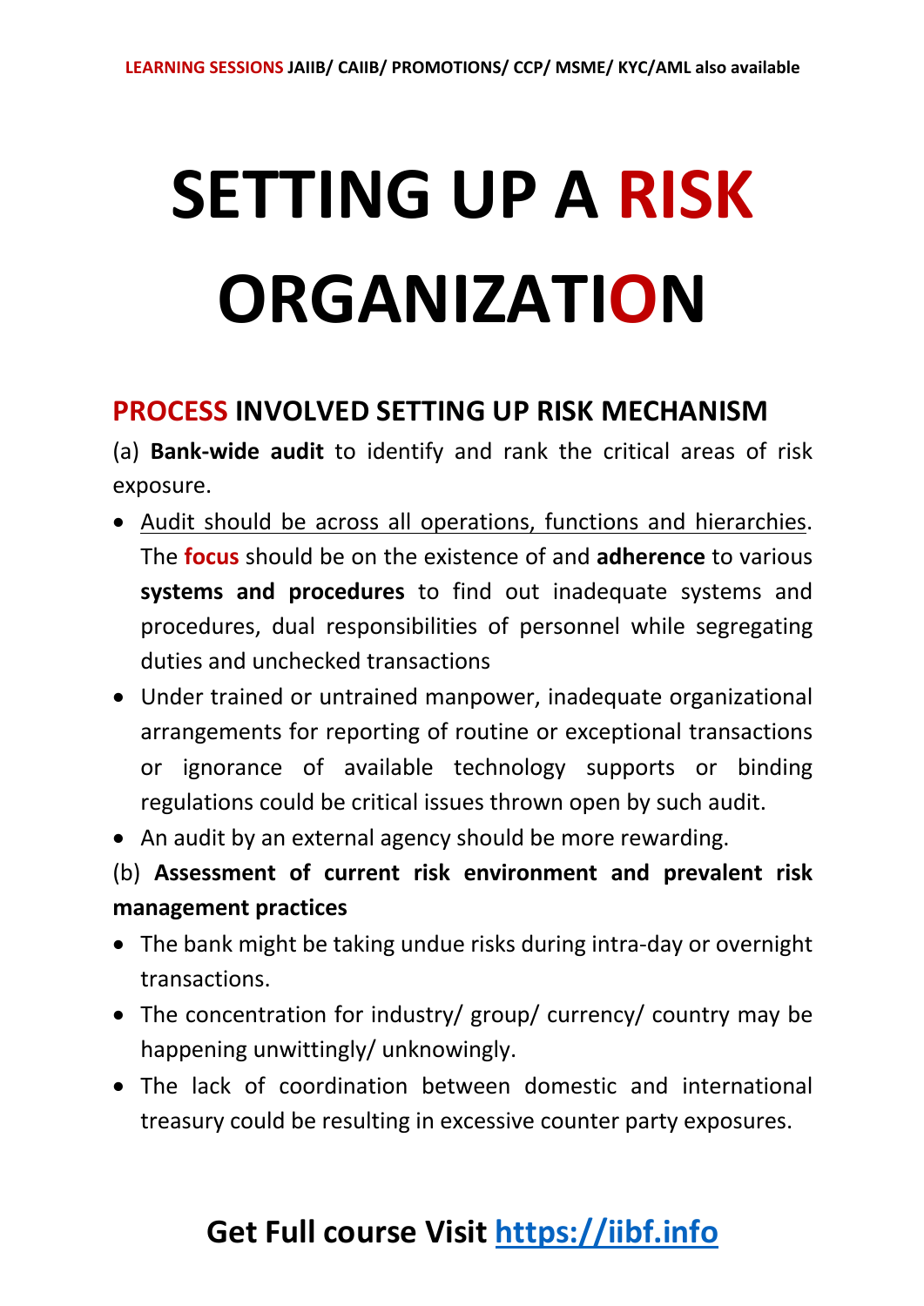# SETTING UP A RISK ORGANIZATION

## PROCESS INVOLVED SETTING UP RISK MECHANISM

(a) **Bank-wide audit** to identify and rank the critical areas of risk exposure.

- Audit should be across all operations, functions and hierarchies. The **focus** should be on the existence of and **adherence** to various **systems and procedures** to find out inadequate systems and procedures, dual responsibilities of personnel while segregating duties and unchecked transactions
- Under trained or untrained manpower, inadequate organizational arrangements for reporting of routine or exceptional transactions or ignorance of available technology supports or binding regulations could be critical issues thrown open by such audit.
- An audit by an external agency should be more rewarding.

(b) **Assessment of current risk environment and prevalent risk management practices**

- The bank might be taking undue risks during intra-day or overnight transactions.
- The concentration for industry/ group/ currency/ country may be happening unwittingly/ unknowingly.
- The lack of coordination between domestic and international treasury could be resulting in excessive counter party exposures.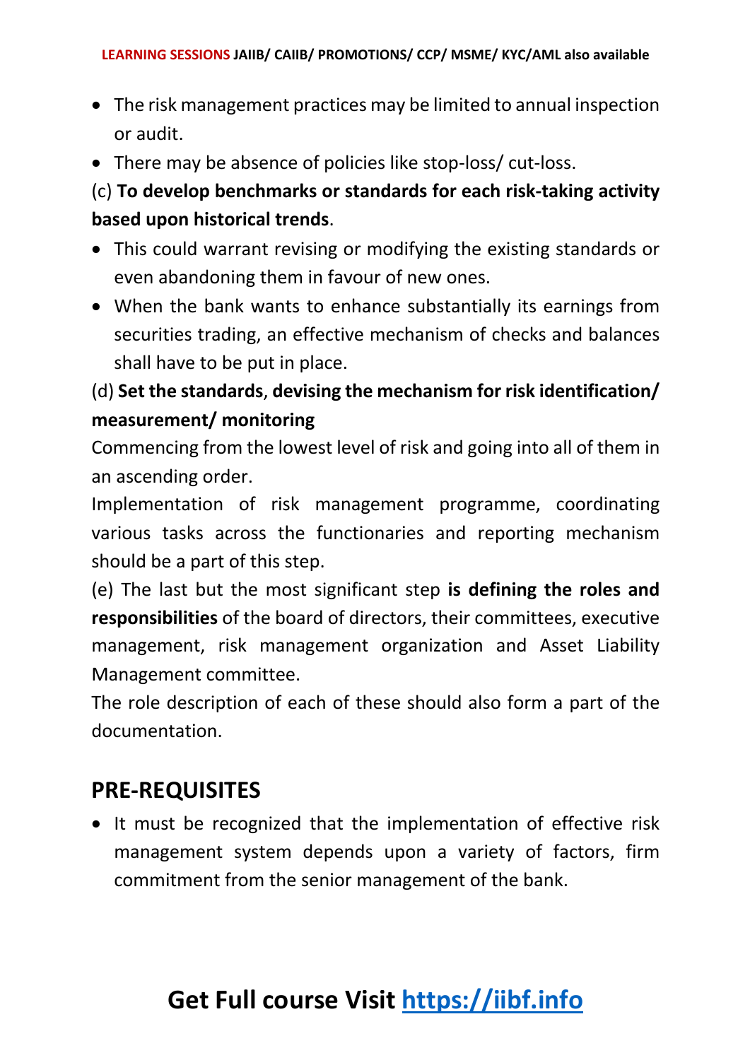- The risk management practices may be limited to annual inspection or audit.
- There may be absence of policies like stop-loss/ cut-loss.

(c) **To develop benchmarks or standards for each risk-taking activity based upon historical trends**.

- This could warrant revising or modifying the existing standards or even abandoning them in favour of new ones.
- When the bank wants to enhance substantially its earnings from securities trading, an effective mechanism of checks and balances shall have to be put in place.

(d) **Set the standards**, **devising the mechanism for risk identification/ measurement/ monitoring**

Commencing from the lowest level of risk and going into all of them in an ascending order.

Implementation of risk management programme, coordinating various tasks across the functionaries and reporting mechanism should be a part of this step.

(e) The last but the most significant step **is defining the roles and responsibilities** of the board of directors, their committees, executive management, risk management organization and Asset Liability Management committee.

The role description of each of these should also form a part of the documentation.

## PRE-REQUISITES

- It must be recognized that the implementation of effective risk management system depends upon a variety of factors, firm commitment from the senior management of the bank.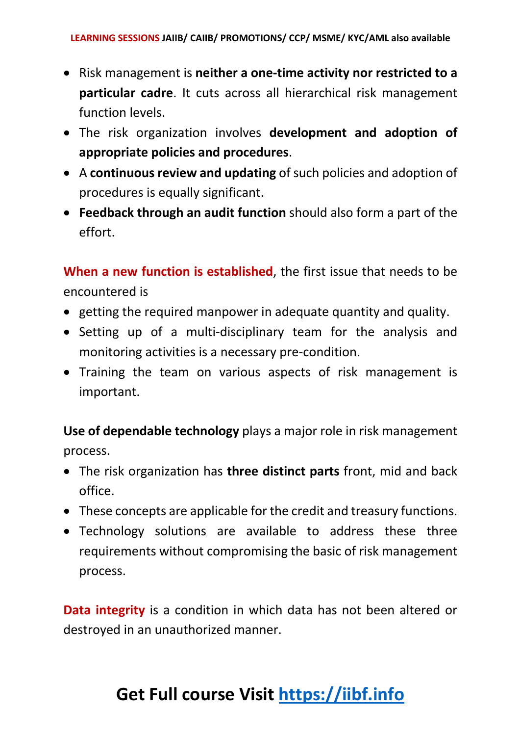- Risk management is **neither a one-time activity nor restricted to a particular cadre**. It cuts across all hierarchical risk management function levels.
- The risk organization involves **development and adoption of appropriate policies and procedures**.
- A **continuous review and updating** of such policies and adoption of procedures is equally significant.
- **Feedback through an audit function** should also form a part of the effort.

**When a new function is established**, the first issue that needs to be encountered is

- getting the required manpower in adequate quantity and quality.
- Setting up of a multi-disciplinary team for the analysis and monitoring activities is a necessary pre-condition.
- Training the team on various aspects of risk management is important.

**Use of dependable technology** plays a major role in risk management process.

- The risk organization has **three distinct parts** front, mid and back office.
- These concepts are applicable for the credit and treasury functions.
- Technology solutions are available to address these three requirements without compromising the basic of risk management process.

**Data integrity** is a condition in which data has not been altered or destroyed in an unauthorized manner.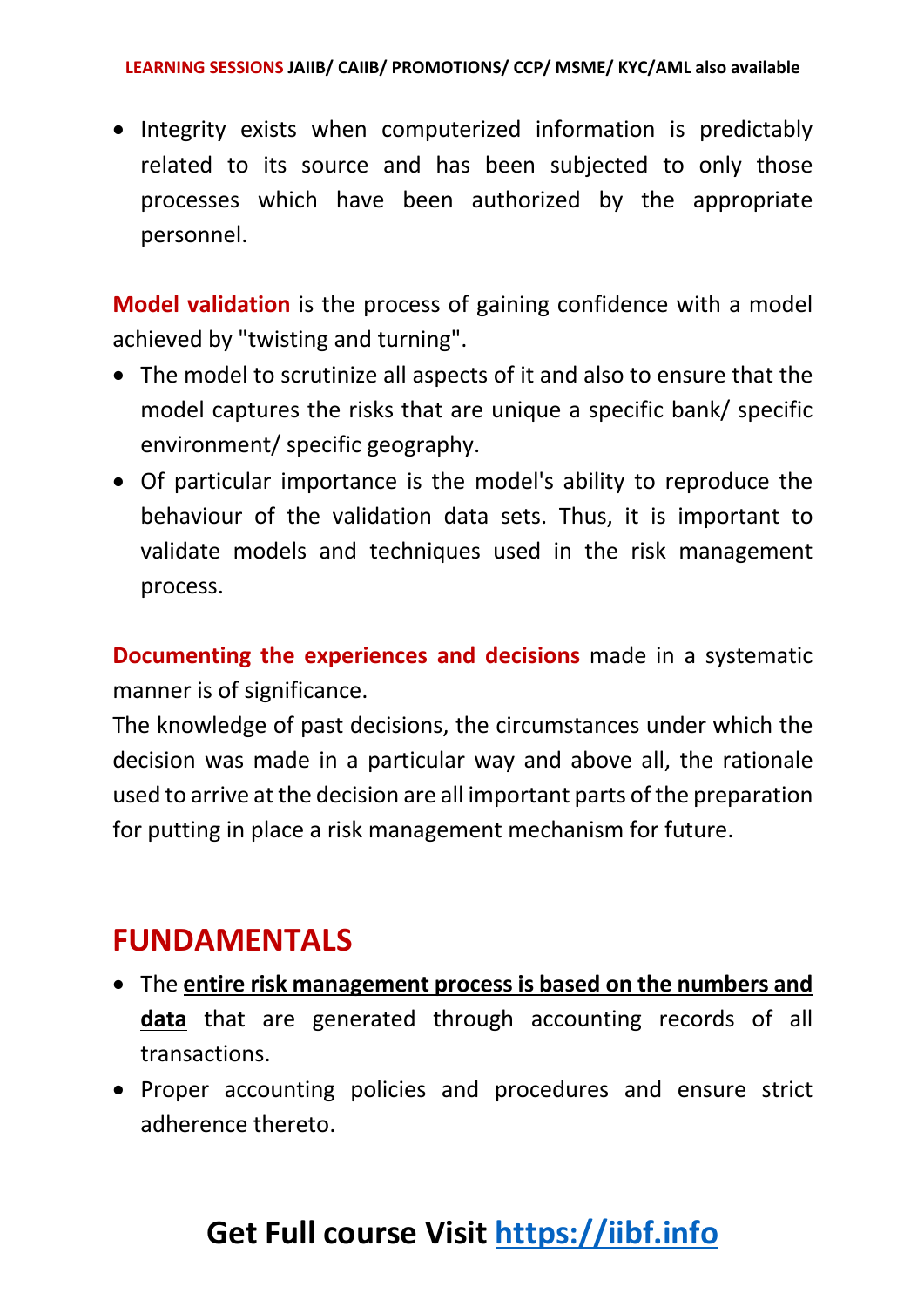- Integrity exists when computerized information is predictably related to its source and has been subjected to only those processes which have been authorized by the appropriate personnel.

**Model validation** is the process of gaining confidence with a model achieved by "twisting and turning".

- The model to scrutinize all aspects of it and also to ensure that the model captures the risks that are unique a specific bank/ specific environment/ specific geography.
- Of particular importance is the model's ability to reproduce the behaviour of the validation data sets. Thus, it is important to validate models and techniques used in the risk management process.

**Documenting the experiences and decisions** made in a systematic manner is of significance.

The knowledge of past decisions, the circumstances under which the decision was made in a particular way and above all, the rationale used to arrive at the decision are all important parts of the preparation for putting in place a risk management mechanism for future.

## FUNDAMENTALS

- The **entire risk management process is based on the numbers and data** that are generated through accounting records of all transactions.
- Proper accounting policies and procedures and ensure strict adherence thereto.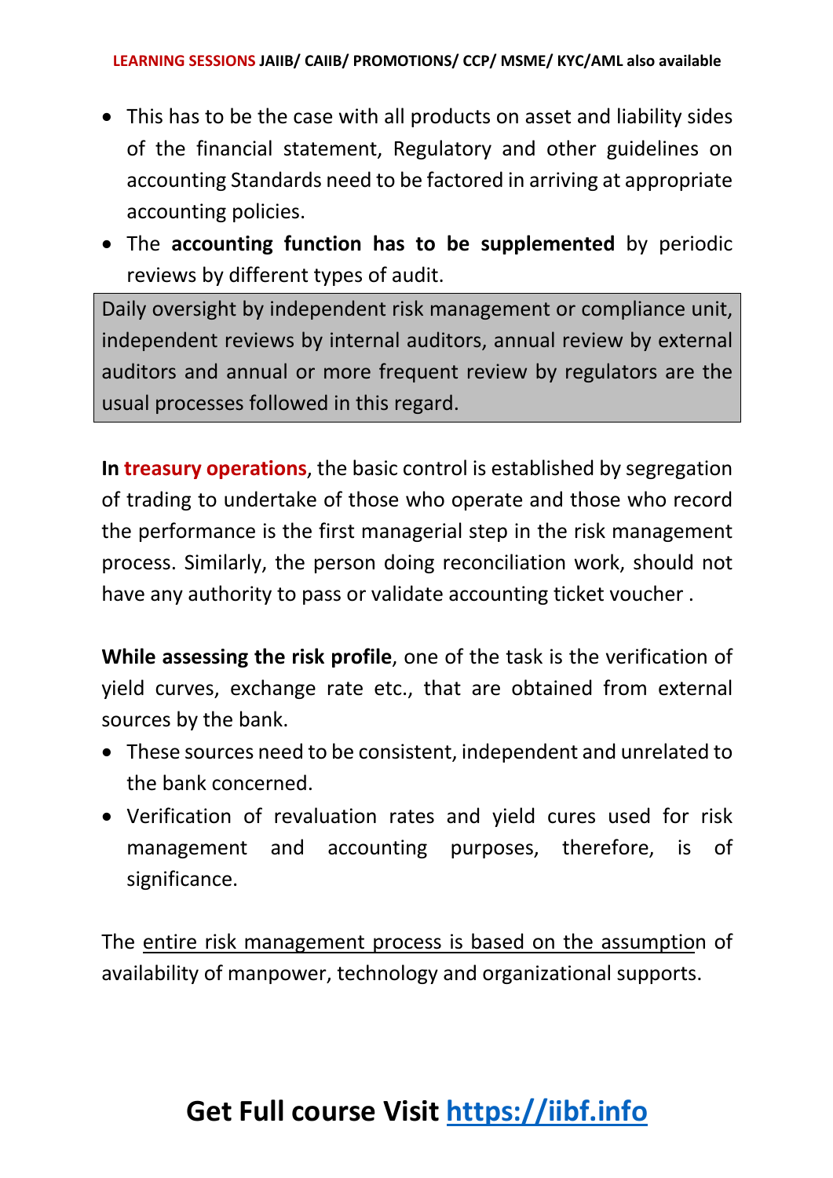- This has to be the case with all products on asset and liability sides of the financial statement, Regulatory and other guidelines on accounting Standards need to be factored in arriving at appropriate accounting policies.
- The **accounting function has to be supplemented** by periodic reviews by different types of audit.

> Daily oversight by independent risk management or compliance unit, independent reviews by internal auditors, annual review by external auditors and annual or more frequent review by regulators are the usual processes followed in this regard.

**In treasury operations**, the basic control is established by segregation of trading to undertake of those who operate and those who record the performance is the first managerial step in the risk management process. Similarly, the person doing reconciliation work, should not have any authority to pass or validate accounting ticket voucher .

**While assessing the risk profile**, one of the task is the verification of yield curves, exchange rate etc., that are obtained from external sources by the bank.

- These sources need to be consistent, independent and unrelated to the bank concerned.
- Verification of revaluation rates and yield cures used for risk management and accounting purposes, therefore, is of significance.

The entire risk management process is based on the assumption of availability of manpower, technology and organizational supports.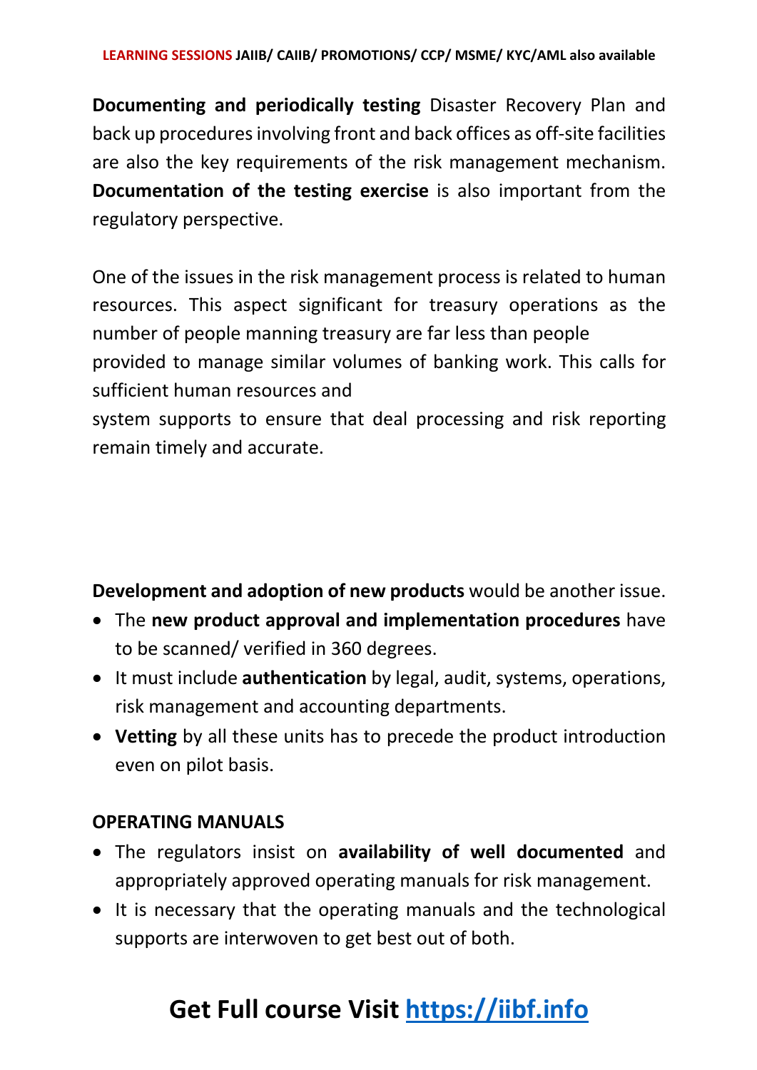**Documenting and periodically testing** Disaster Recovery Plan and back up procedures involving front and back offices as off-site facilities are also the key requirements of the risk management mechanism. **Documentation of the testing exercise** is also important from the regulatory perspective.

One of the issues in the risk management process is related to human resources. This aspect significant for treasury operations as the number of people manning treasury are far less than people provided to manage similar volumes of banking work. This calls for sufficient human resources and system supports to ensure that deal processing and risk reporting remain timely and accurate.

**Development and adoption of new products** would be another issue.

- The **new product approval and implementation procedures** have to be scanned/ verified in 360 degrees.
- It must include **authentication** by legal, audit, systems, operations, risk management and accounting departments.
- **Vetting** by all these units has to precede the product introduction even on pilot basis.

**OPERATING MANUALS**

- The regulators insist on **availability of well documented** and appropriately approved operating manuals for risk management.
- It is necessary that the operating manuals and the technological supports are interwoven to get best out of both.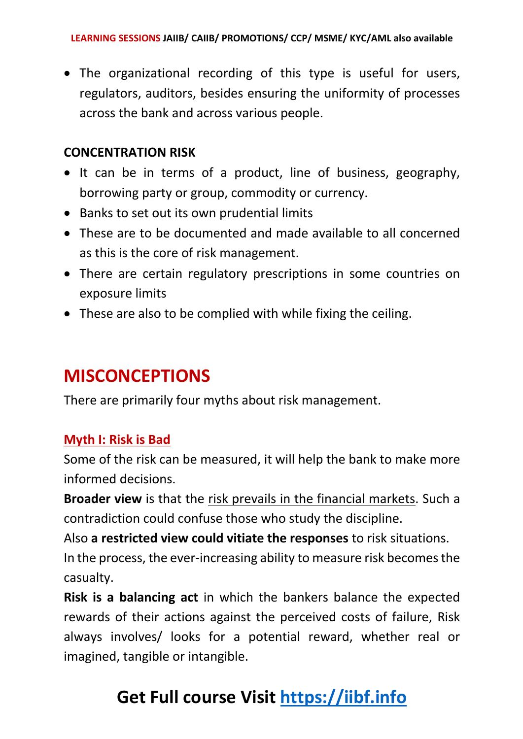- The organizational recording of this type is useful for users, regulators, auditors, besides ensuring the uniformity of processes across the bank and across various people.

**CONCENTRATION RISK**

- It can be in terms of a product, line of business, geography, borrowing party or group, commodity or currency.
- Banks to set out its own prudential limits
- These are to be documented and made available to all concerned as this is the core of risk management.
- There are certain regulatory prescriptions in some countries on exposure limits
- These are also to be complied with while fixing the ceiling.

## MISCONCEPTIONS

There are primarily four myths about risk management.

### Myth I: Risk is Bad

Some of the risk can be measured, it will help the bank to make more informed decisions.

**Broader view** is that the risk prevails in the financial markets. Such a contradiction could confuse those who study the discipline.

Also **a restricted view could vitiate the responses** to risk situations.

In the process, the ever-increasing ability to measure risk becomes the casualty.

**Risk is a balancing act** in which the bankers balance the expected rewards of their actions against the perceived costs of failure, Risk always involves/ looks for a potential reward, whether real or imagined, tangible or intangible.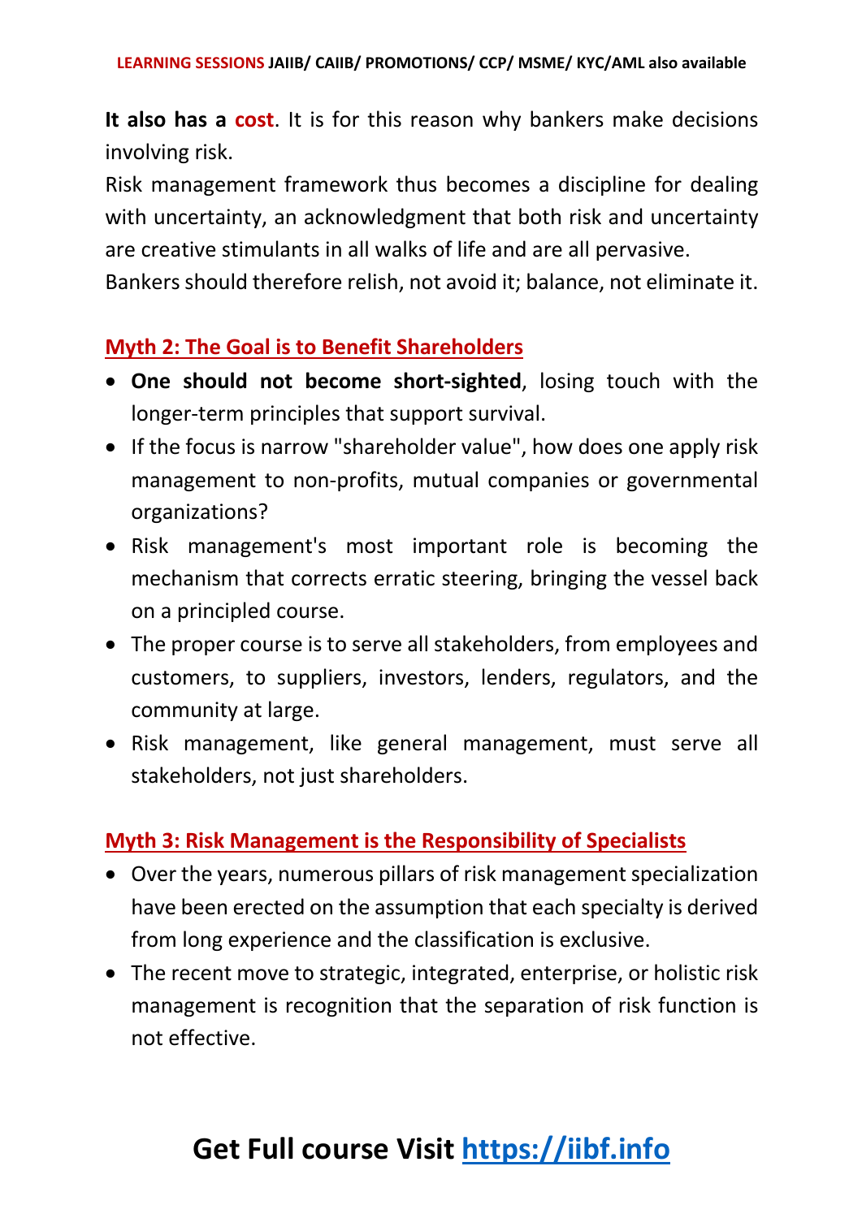**It also has a cost**. It is for this reason why bankers make decisions involving risk.

Risk management framework thus becomes a discipline for dealing with uncertainty, an acknowledgment that both risk and uncertainty are creative stimulants in all walks of life and are all pervasive.

Bankers should therefore relish, not avoid it; balance, not eliminate it.

## Myth 2: The Goal is to Benefit Shareholders

- **One should not become short-sighted**, losing touch with the longer-term principles that support survival.
- If the focus is narrow "shareholder value", how does one apply risk management to non-profits, mutual companies or governmental organizations?
- Risk management's most important role is becoming the mechanism that corrects erratic steering, bringing the vessel back on a principled course.
- The proper course is to serve all stakeholders, from employees and customers, to suppliers, investors, lenders, regulators, and the community at large.
- Risk management, like general management, must serve all stakeholders, not just shareholders.

## Myth 3: Risk Management is the Responsibility of Specialists

- Over the years, numerous pillars of risk management specialization have been erected on the assumption that each specialty is derived from long experience and the classification is exclusive.
- The recent move to strategic, integrated, enterprise, or holistic risk management is recognition that the separation of risk function is not effective.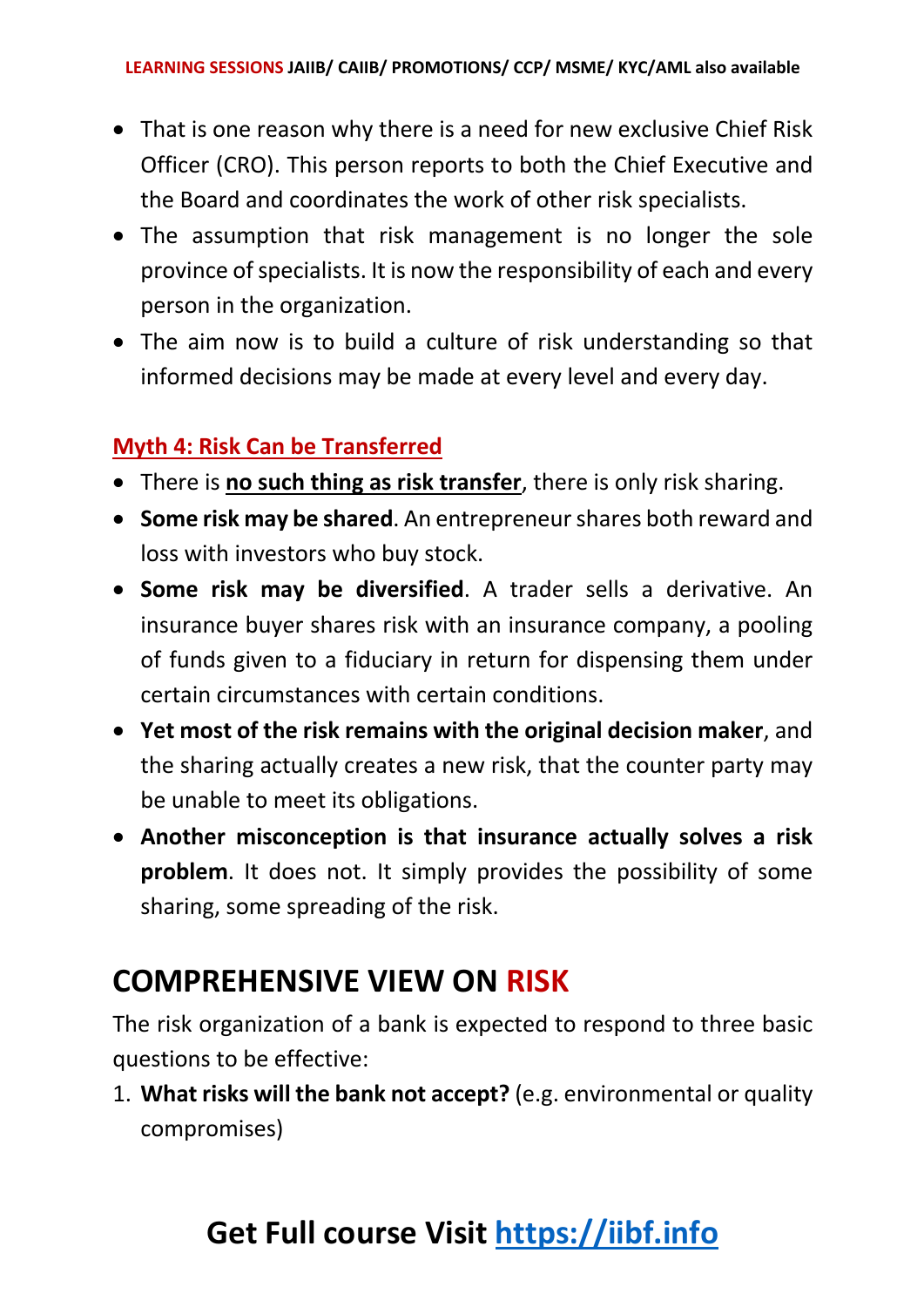- That is one reason why there is a need for new exclusive Chief Risk Officer (CRO). This person reports to both the Chief Executive and the Board and coordinates the work of other risk specialists.
- The assumption that risk management is no longer the sole province of specialists. It is now the responsibility of each and every person in the organization.
- The aim now is to build a culture of risk understanding so that informed decisions may be made at every level and every day.

### Myth 4: Risk Can be Transferred

- There is **no such thing as risk transfer**, there is only risk sharing.
- **Some risk may be shared**. An entrepreneur shares both reward and loss with investors who buy stock.
- **Some risk may be diversified**. A trader sells a derivative. An insurance buyer shares risk with an insurance company, a pooling of funds given to a fiduciary in return for dispensing them under certain circumstances with certain conditions.
- **Yet most of the risk remains with the original decision maker**, and the sharing actually creates a new risk, that the counter party may be unable to meet its obligations.
- **Another misconception is that insurance actually solves a risk problem**. It does not. It simply provides the possibility of some sharing, some spreading of the risk.

## COMPREHENSIVE VIEW ON RISK

The risk organization of a bank is expected to respond to three basic questions to be effective:

1. **What risks will the bank not accept?** (e.g. environmental or quality compromises)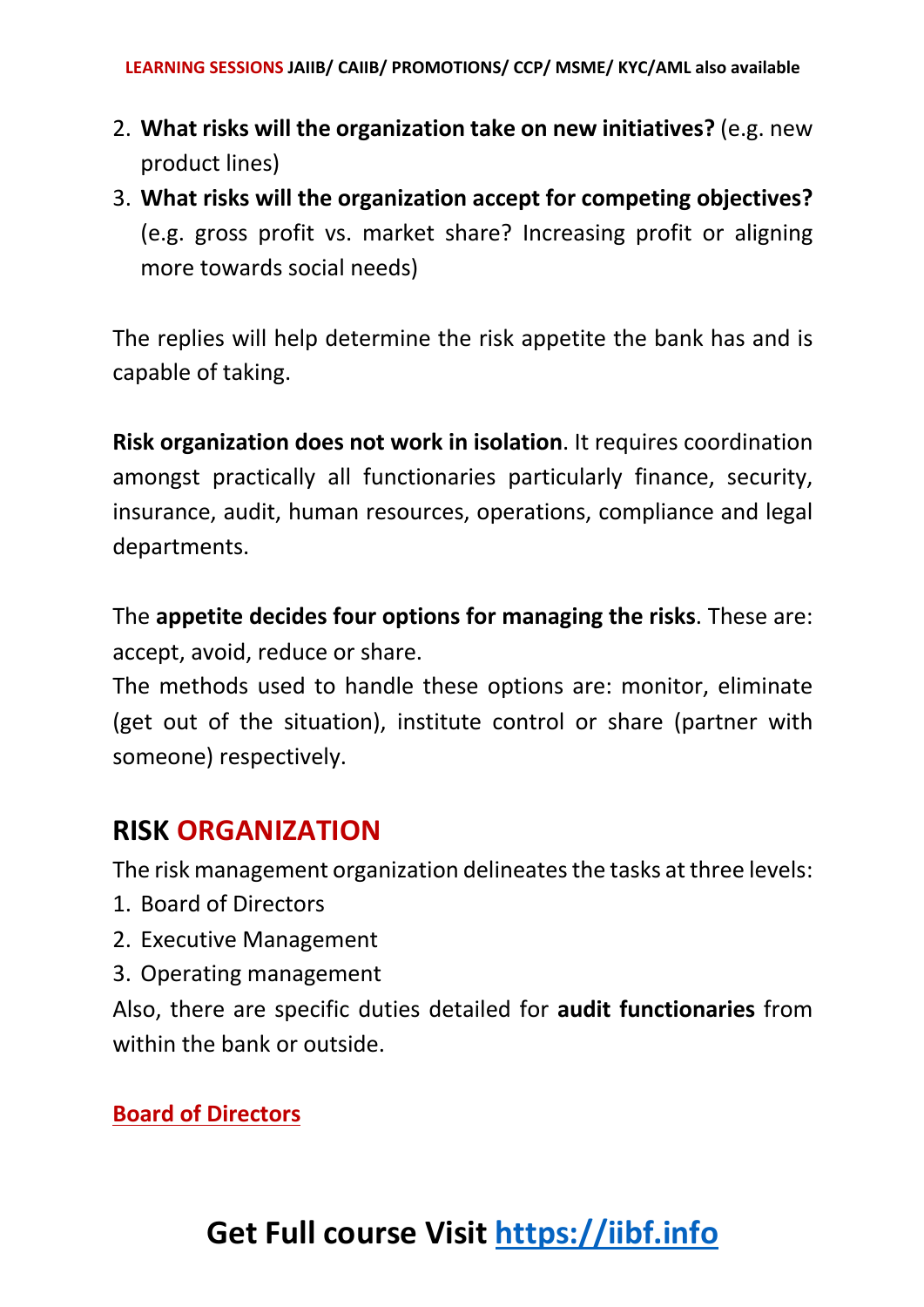2. **What risks will the organization take on new initiatives?** (e.g. new product lines)
3. **What risks will the organization accept for competing objectives?** (e.g. gross profit vs. market share? Increasing profit or aligning more towards social needs)

The replies will help determine the risk appetite the bank has and is capable of taking.

**Risk organization does not work in isolation**. It requires coordination amongst practically all functionaries particularly finance, security, insurance, audit, human resources, operations, compliance and legal departments.

The **appetite decides four options for managing the risks**. These are: accept, avoid, reduce or share.
The methods used to handle these options are: monitor, eliminate (get out of the situation), institute control or share (partner with someone) respectively.

## RISK ORGANIZATION

The risk management organization delineates the tasks at three levels:

1. Board of Directors
2. Executive Management
3. Operating management

Also, there are specific duties detailed for **audit functionaries** from within the bank or outside.

### Board of Directors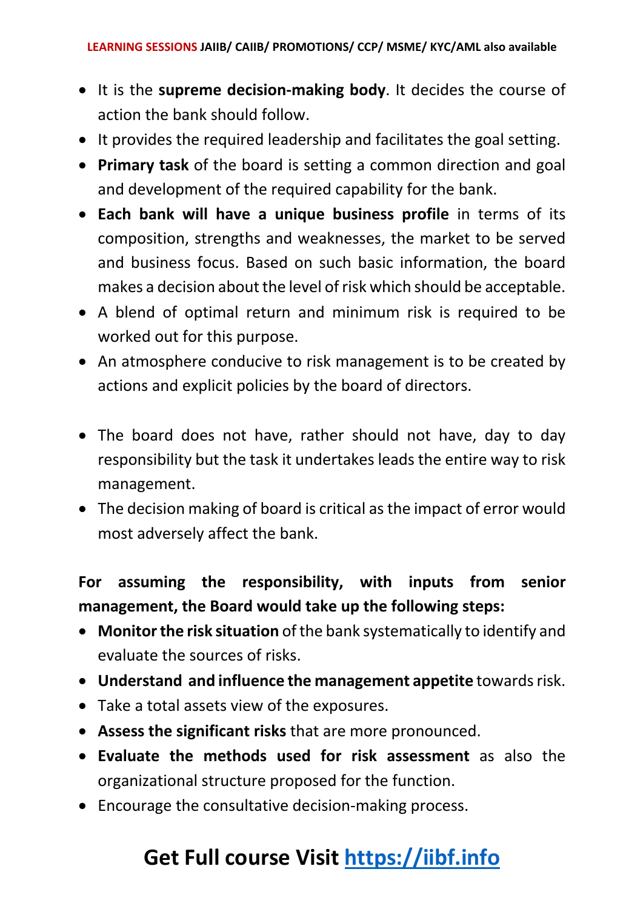- It is the **supreme decision-making body**. It decides the course of action the bank should follow.
- It provides the required leadership and facilitates the goal setting.
- **Primary task** of the board is setting a common direction and goal and development of the required capability for the bank.
- **Each bank will have a unique business profile** in terms of its composition, strengths and weaknesses, the market to be served and business focus. Based on such basic information, the board makes a decision about the level of risk which should be acceptable.
- A blend of optimal return and minimum risk is required to be worked out for this purpose.
- An atmosphere conducive to risk management is to be created by actions and explicit policies by the board of directors.

- The board does not have, rather should not have, day to day responsibility but the task it undertakes leads the entire way to risk management.
- The decision making of board is critical as the impact of error would most adversely affect the bank.

**For assuming the responsibility, with inputs from senior management, the Board would take up the following steps:**

- **Monitor the risk situation** of the bank systematically to identify and evaluate the sources of risks.
- **Understand and influence the management appetite** towards risk.
- Take a total assets view of the exposures.
- **Assess the significant risks** that are more pronounced.
- **Evaluate the methods used for risk assessment** as also the organizational structure proposed for the function.
- Encourage the consultative decision-making process.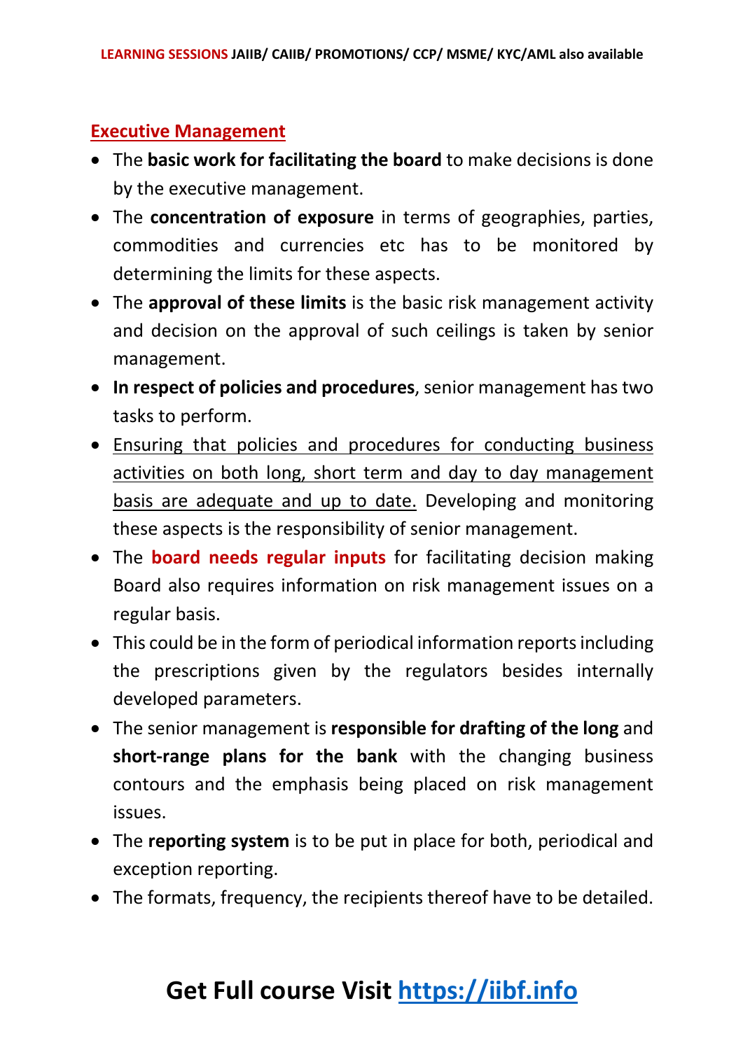## Executive Management

- The **basic work for facilitating the board** to make decisions is done by the executive management.
- The **concentration of exposure** in terms of geographies, parties, commodities and currencies etc has to be monitored by determining the limits for these aspects.
- The **approval of these limits** is the basic risk management activity and decision on the approval of such ceilings is taken by senior management.
- **In respect of policies and procedures**, senior management has two tasks to perform.
- Ensuring that policies and procedures for conducting business activities on both long, short term and day to day management basis are adequate and up to date. Developing and monitoring these aspects is the responsibility of senior management.
- The **board needs regular inputs** for facilitating decision making Board also requires information on risk management issues on a regular basis.
- This could be in the form of periodical information reports including the prescriptions given by the regulators besides internally developed parameters.
- The senior management is **responsible for drafting of the long** and **short-range plans for the bank** with the changing business contours and the emphasis being placed on risk management issues.
- The **reporting system** is to be put in place for both, periodical and exception reporting.
- The formats, frequency, the recipients thereof have to be detailed.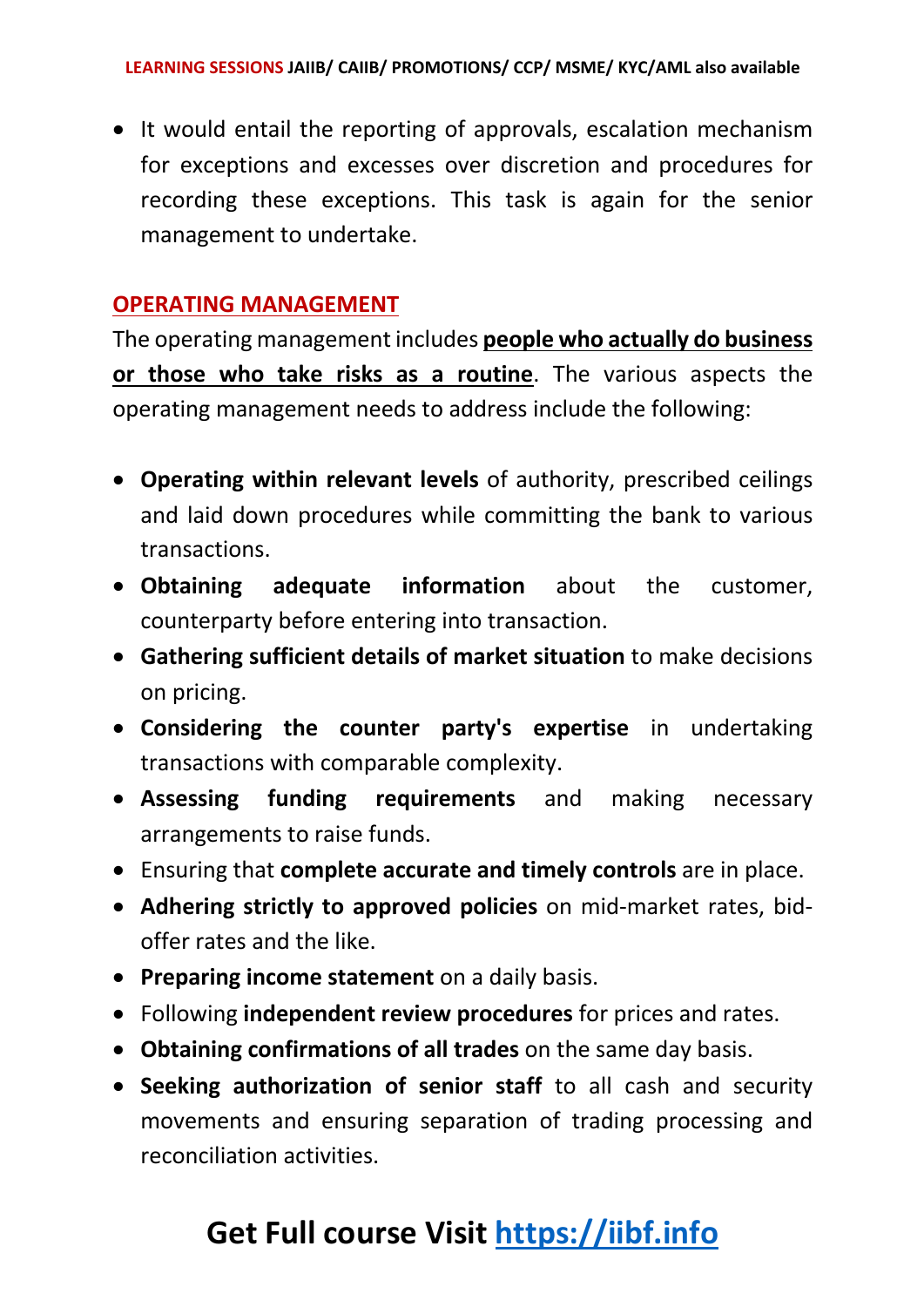- It would entail the reporting of approvals, escalation mechanism for exceptions and excesses over discretion and procedures for recording these exceptions. This task is again for the senior management to undertake.

## OPERATING MANAGEMENT

The operating management includes **people who actually do business or those who take risks as a routine**. The various aspects the operating management needs to address include the following:

- **Operating within relevant levels** of authority, prescribed ceilings and laid down procedures while committing the bank to various transactions.
- **Obtaining adequate information** about the customer, counterparty before entering into transaction.
- **Gathering sufficient details of market situation** to make decisions on pricing.
- **Considering the counter party's expertise** in undertaking transactions with comparable complexity.
- **Assessing funding requirements** and making necessary arrangements to raise funds.
- Ensuring that **complete accurate and timely controls** are in place.
- **Adhering strictly to approved policies** on mid-market rates, bid-offer rates and the like.
- **Preparing income statement** on a daily basis.
- Following **independent review procedures** for prices and rates.
- **Obtaining confirmations of all trades** on the same day basis.
- **Seeking authorization of senior staff** to all cash and security movements and ensuring separation of trading processing and reconciliation activities.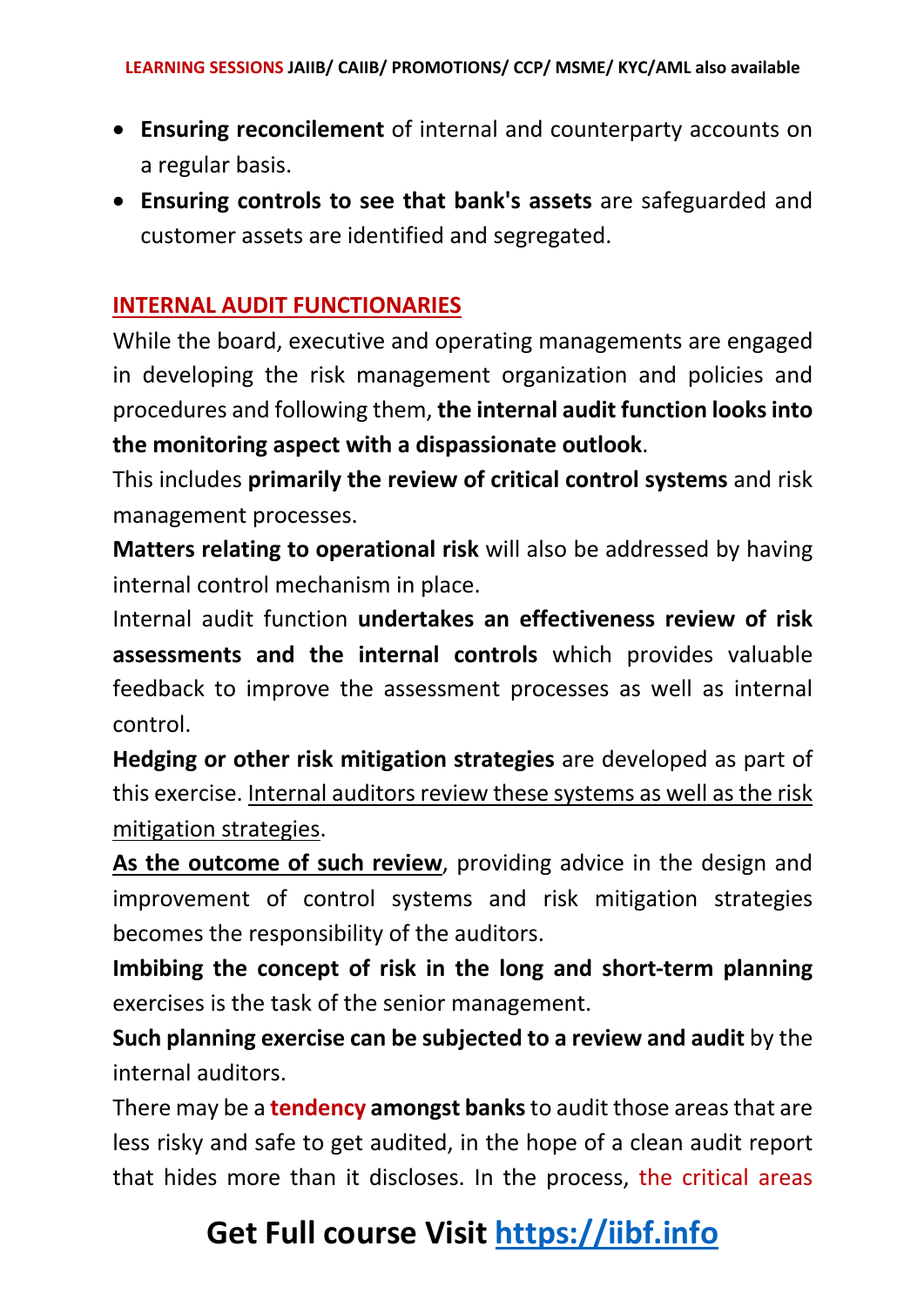- **Ensuring reconcilement** of internal and counterparty accounts on a regular basis.
- **Ensuring controls to see that bank's assets** are safeguarded and customer assets are identified and segregated.

## INTERNAL AUDIT FUNCTIONARIES

While the board, executive and operating managements are engaged in developing the risk management organization and policies and procedures and following them, **the internal audit function looks into the monitoring aspect with a dispassionate outlook**.

This includes **primarily the review of critical control systems** and risk management processes.

**Matters relating to operational risk** will also be addressed by having internal control mechanism in place.

Internal audit function **undertakes an effectiveness review of risk assessments and the internal controls** which provides valuable feedback to improve the assessment processes as well as internal control.

**Hedging or other risk mitigation strategies** are developed as part of this exercise. Internal auditors review these systems as well as the risk mitigation strategies.

**As the outcome of such review**, providing advice in the design and improvement of control systems and risk mitigation strategies becomes the responsibility of the auditors.

**Imbibing the concept of risk in the long and short-term planning** exercises is the task of the senior management.

**Such planning exercise can be subjected to a review and audit** by the internal auditors.

There may be a **tendency amongst banks** to audit those areas that are less risky and safe to get audited, in the hope of a clean audit report that hides more than it discloses. In the process, the critical areas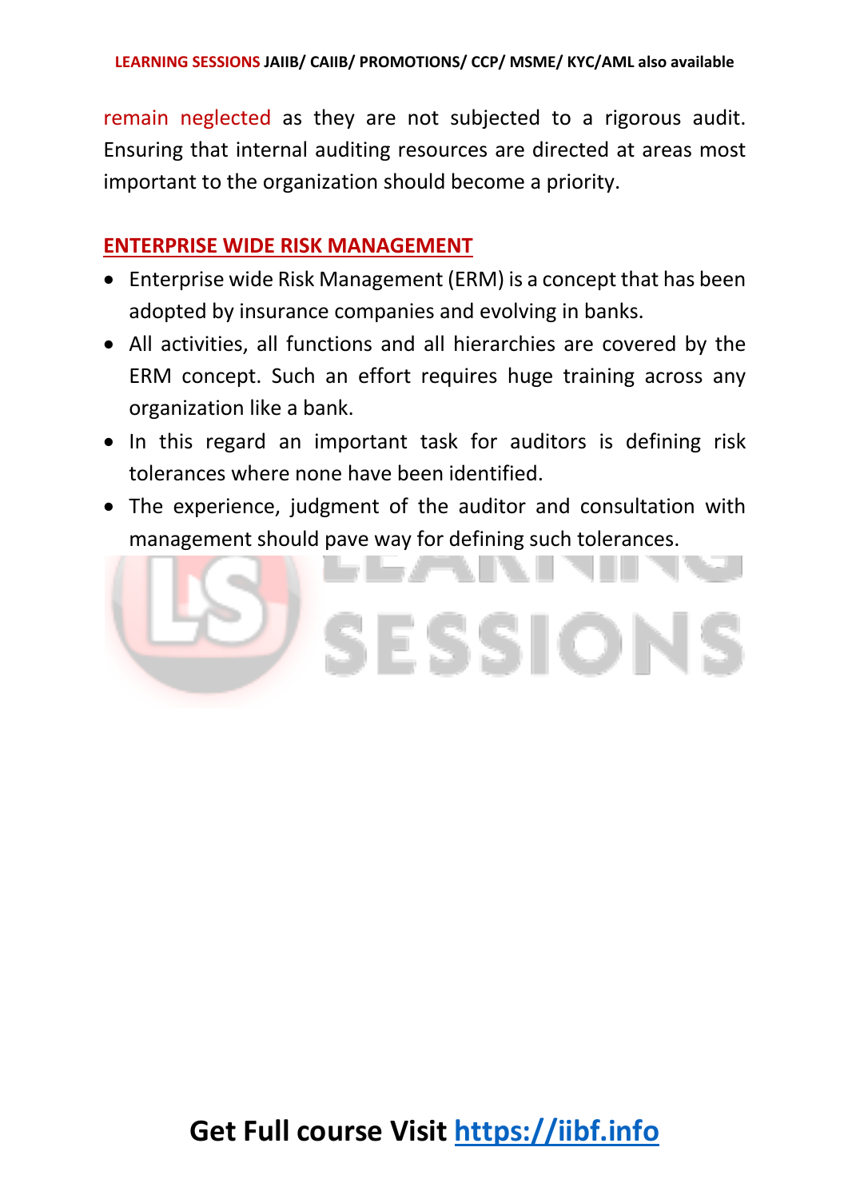remain neglected as they are not subjected to a rigorous audit. Ensuring that internal auditing resources are directed at areas most important to the organization should become a priority.

## ENTERPRISE WIDE RISK MANAGEMENT

- Enterprise wide Risk Management (ERM) is a concept that has been adopted by insurance companies and evolving in banks.
- All activities, all functions and all hierarchies are covered by the ERM concept. Such an effort requires huge training across any organization like a bank.
- In this regard an important task for auditors is defining risk tolerances where none have been identified.
- The experience, judgment of the auditor and consultation with management should pave way for defining such tolerances.